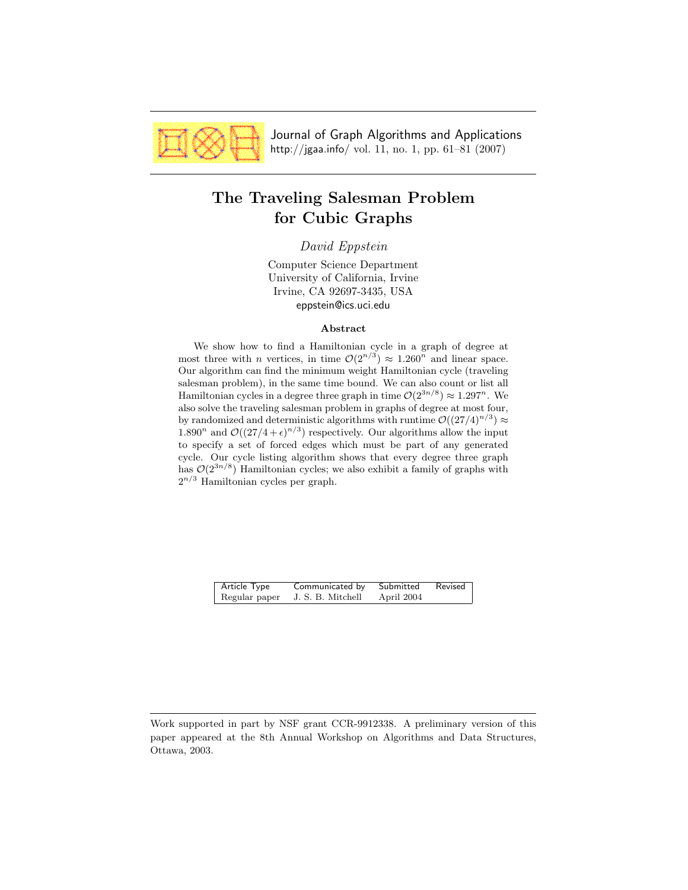Journal of Graph Algorithms and Applications
http://jgaa.info/ vol. 11, no. 1, pp. 61–81 (2007)

# The Traveling Salesman Problem for Cubic Graphs

*David Eppstein*

Computer Science Department
University of California, Irvine
Irvine, CA 92697-3435, USA
eppstein@ics.uci.edu

### Abstract

We show how to find a Hamiltonian cycle in a graph of degree at most three with $n$ vertices, in time $\mathcal{O}(2^{n/3}) \approx 1.260^n$ and linear space. Our algorithm can find the minimum weight Hamiltonian cycle (traveling salesman problem), in the same time bound. We can also count or list all Hamiltonian cycles in a degree three graph in time $\mathcal{O}(2^{3n/8}) \approx 1.297^n$. We also solve the traveling salesman problem in graphs of degree at most four, by randomized and deterministic algorithms with runtime $\mathcal{O}((27/4)^{n/3}) \approx 1.890^n$ and $\mathcal{O}((27/4+\epsilon)^{n/3})$ respectively. Our algorithms allow the input to specify a set of forced edges which must be part of any generated cycle. Our cycle listing algorithm shows that every degree three graph has $\mathcal{O}(2^{3n/8})$ Hamiltonian cycles; we also exhibit a family of graphs with $2^{n/3}$ Hamiltonian cycles per graph.

| Article Type | Communicated by | Submitted | Revised |
| --- | --- | --- | --- |
| Regular paper | J. S. B. Mitchell | April 2004 | |

Work supported in part by NSF grant CCR-9912338. A preliminary version of this paper appeared at the 8th Annual Workshop on Algorithms and Data Structures, Ottawa, 2003.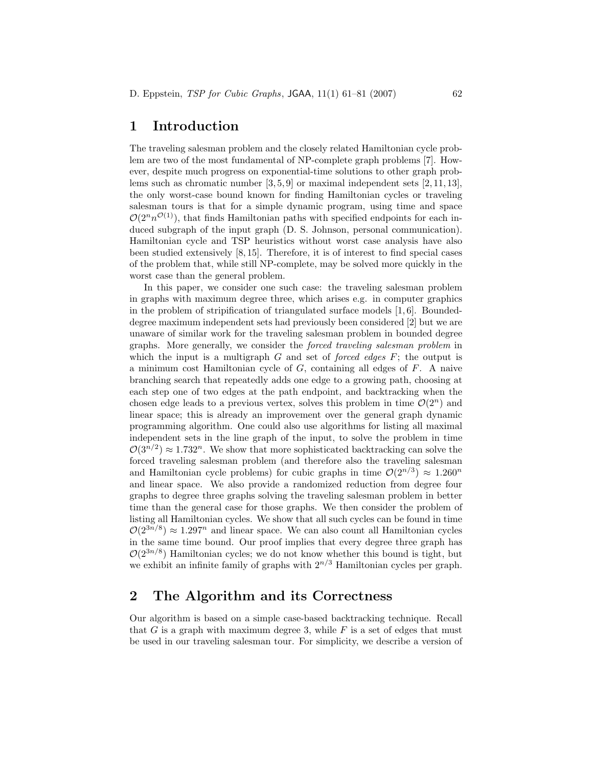## 1 Introduction

The traveling salesman problem and the closely related Hamiltonian cycle problem are two of the most fundamental of NP-complete graph problems [7]. However, despite much progress on exponential-time solutions to other graph problems such as chromatic number [3, 5, 9] or maximal independent sets [2, 11, 13], the only worst-case bound known for finding Hamiltonian cycles or traveling salesman tours is that for a simple dynamic program, using time and space $\mathcal{O}(2^n n^{\mathcal{O}(1)})$, that finds Hamiltonian paths with specified endpoints for each induced subgraph of the input graph (D. S. Johnson, personal communication). Hamiltonian cycle and TSP heuristics without worst case analysis have also been studied extensively [8, 15]. Therefore, it is of interest to find special cases of the problem that, while still NP-complete, may be solved more quickly in the worst case than the general problem.

In this paper, we consider one such case: the traveling salesman problem in graphs with maximum degree three, which arises e.g. in computer graphics in the problem of stripification of triangulated surface models [1, 6]. Bounded-degree maximum independent sets had previously been considered [2] but we are unaware of similar work for the traveling salesman problem in bounded degree graphs. More generally, we consider the *forced traveling salesman problem* in which the input is a multigraph $G$ and set of *forced edges* $F$; the output is a minimum cost Hamiltonian cycle of $G$, containing all edges of $F$. A naive branching search that repeatedly adds one edge to a growing path, choosing at each step one of two edges at the path endpoint, and backtracking when the chosen edge leads to a previous vertex, solves this problem in time $\mathcal{O}(2^n)$ and linear space; this is already an improvement over the general graph dynamic programming algorithm. One could also use algorithms for listing all maximal independent sets in the line graph of the input, to solve the problem in time $\mathcal{O}(3^{n/2}) \approx 1.732^n$. We show that more sophisticated backtracking can solve the forced traveling salesman problem (and therefore also the traveling salesman and Hamiltonian cycle problems) for cubic graphs in time $\mathcal{O}(2^{n/3}) \approx 1.260^n$ and linear space. We also provide a randomized reduction from degree four graphs to degree three graphs solving the traveling salesman problem in better time than the general case for those graphs. We then consider the problem of listing all Hamiltonian cycles. We show that all such cycles can be found in time $\mathcal{O}(2^{3n/8}) \approx 1.297^n$ and linear space. We can also count all Hamiltonian cycles in the same time bound. Our proof implies that every degree three graph has $\mathcal{O}(2^{3n/8})$ Hamiltonian cycles; we do not know whether this bound is tight, but we exhibit an infinite family of graphs with $2^{n/3}$ Hamiltonian cycles per graph.

## 2 The Algorithm and its Correctness

Our algorithm is based on a simple case-based backtracking technique. Recall that $G$ is a graph with maximum degree 3, while $F$ is a set of edges that must be used in our traveling salesman tour. For simplicity, we describe a version of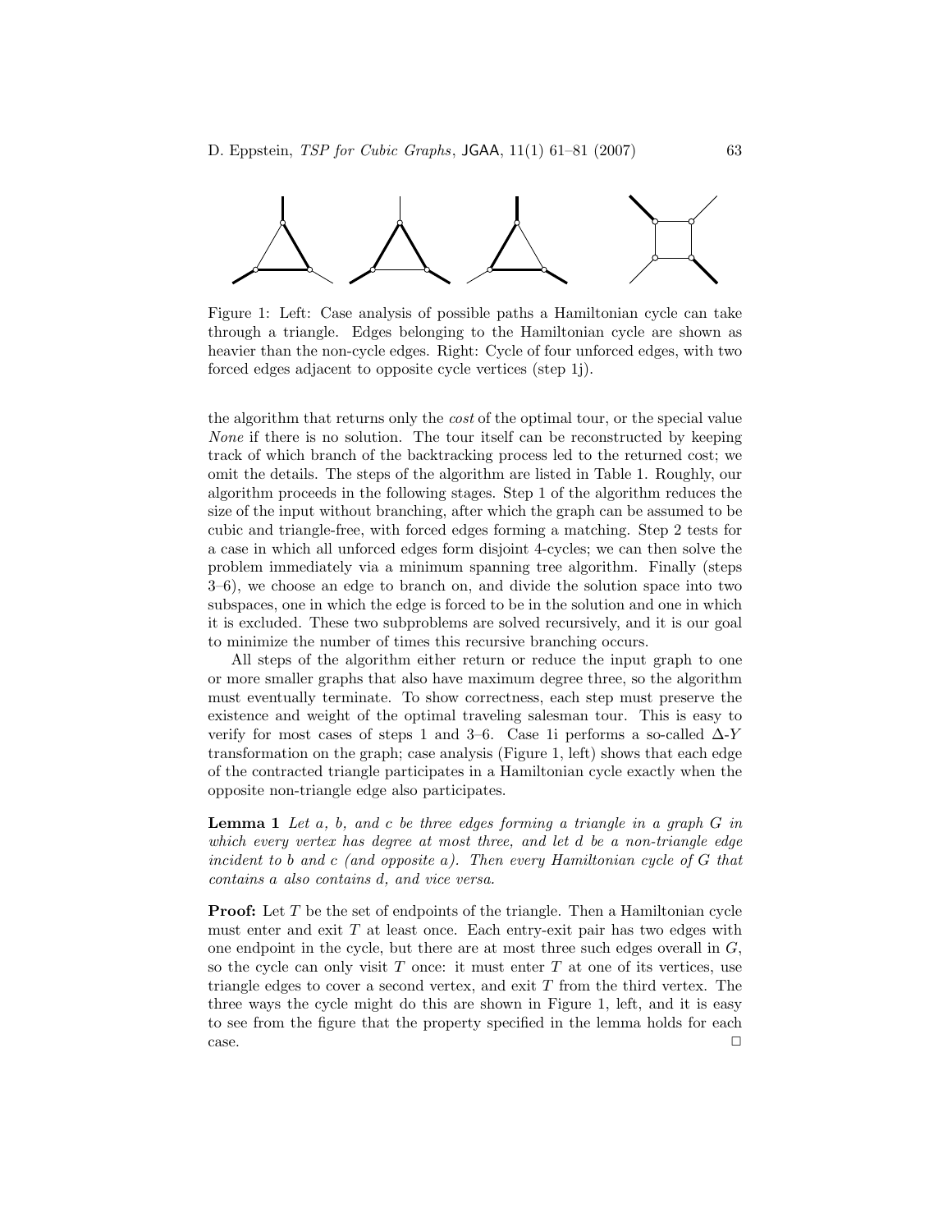Figure 1: Left: Case analysis of possible paths a Hamiltonian cycle can take through a triangle. Edges belonging to the Hamiltonian cycle are shown as heavier than the non-cycle edges. Right: Cycle of four unforced edges, with two forced edges adjacent to opposite cycle vertices (step 1j).

the algorithm that returns only the *cost* of the optimal tour, or the special value *None* if there is no solution. The tour itself can be reconstructed by keeping track of which branch of the backtracking process led to the returned cost; we omit the details. The steps of the algorithm are listed in Table 1. Roughly, our algorithm proceeds in the following stages. Step 1 of the algorithm reduces the size of the input without branching, after which the graph can be assumed to be cubic and triangle-free, with forced edges forming a matching. Step 2 tests for a case in which all unforced edges form disjoint 4-cycles; we can then solve the problem immediately via a minimum spanning tree algorithm. Finally (steps 3–6), we choose an edge to branch on, and divide the solution space into two subspaces, one in which the edge is forced to be in the solution and one in which it is excluded. These two subproblems are solved recursively, and it is our goal to minimize the number of times this recursive branching occurs.

All steps of the algorithm either return or reduce the input graph to one or more smaller graphs that also have maximum degree three, so the algorithm must eventually terminate. To show correctness, each step must preserve the existence and weight of the optimal traveling salesman tour. This is easy to verify for most cases of steps 1 and 3–6. Case 1i performs a so-called $\Delta$-$Y$ transformation on the graph; case analysis (Figure 1, left) shows that each edge of the contracted triangle participates in a Hamiltonian cycle exactly when the opposite non-triangle edge also participates.

**Lemma 1** *Let $a$, $b$, and $c$ be three edges forming a triangle in a graph $G$ in which every vertex has degree at most three, and let $d$ be a non-triangle edge incident to $b$ and $c$ (and opposite $a$). Then every Hamiltonian cycle of $G$ that contains $a$ also contains $d$, and vice versa.*

**Proof:** Let $T$ be the set of endpoints of the triangle. Then a Hamiltonian cycle must enter and exit $T$ at least once. Each entry-exit pair has two edges with one endpoint in the cycle, but there are at most three such edges overall in $G$, so the cycle can only visit $T$ once: it must enter $T$ at one of its vertices, use triangle edges to cover a second vertex, and exit $T$ from the third vertex. The three ways the cycle might do this are shown in Figure 1, left, and it is easy to see from the figure that the property specified in the lemma holds for each case. □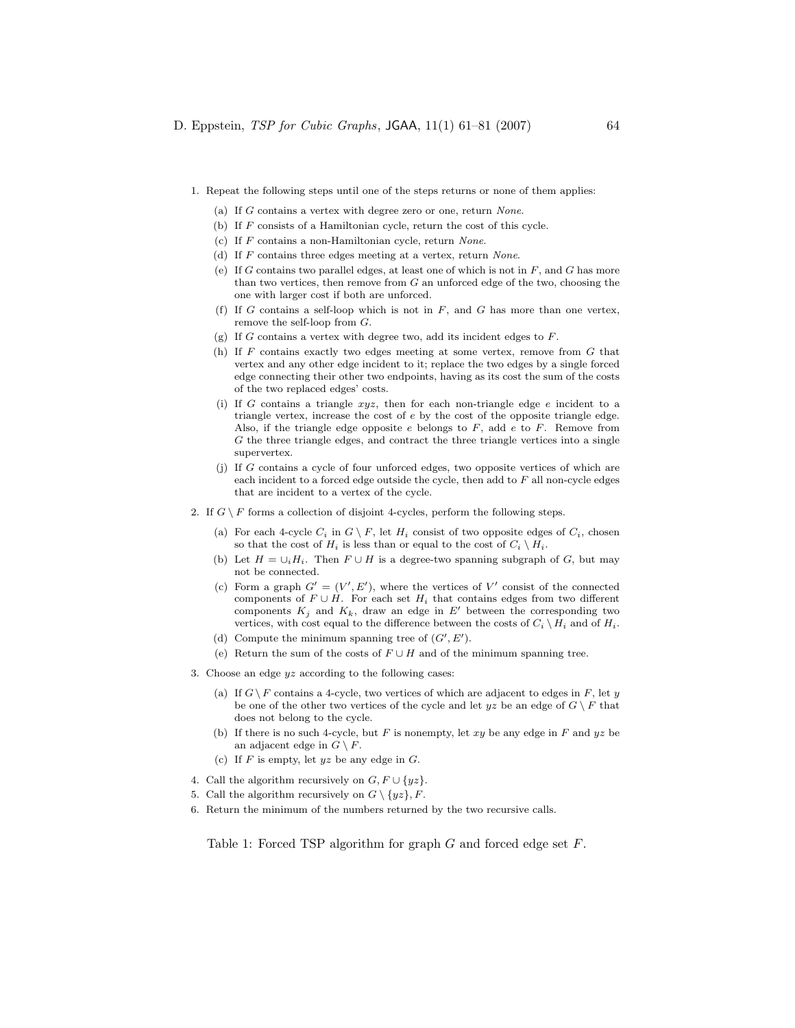1. Repeat the following steps until one of the steps returns or none of them applies:
   (a) If $G$ contains a vertex with degree zero or one, return *None*.
   (b) If $F$ consists of a Hamiltonian cycle, return the cost of this cycle.
   (c) If $F$ contains a non-Hamiltonian cycle, return *None*.
   (d) If $F$ contains three edges meeting at a vertex, return *None*.
   (e) If $G$ contains two parallel edges, at least one of which is not in $F$, and $G$ has more than two vertices, then remove from $G$ an unforced edge of the two, choosing the one with larger cost if both are unforced.
   (f) If $G$ contains a self-loop which is not in $F$, and $G$ has more than one vertex, remove the self-loop from $G$.
   (g) If $G$ contains a vertex with degree two, add its incident edges to $F$.
   (h) If $F$ contains exactly two edges meeting at some vertex, remove from $G$ that vertex and any other edge incident to it; replace the two edges by a single forced edge connecting their other two endpoints, having as its cost the sum of the costs of the two replaced edges' costs.
   (i) If $G$ contains a triangle $xyz$, then for each non-triangle edge $e$ incident to a triangle vertex, increase the cost of $e$ by the cost of the opposite triangle edge. Also, if the triangle edge opposite $e$ belongs to $F$, add $e$ to $F$. Remove from $G$ the three triangle edges, and contract the three triangle vertices into a single supervertex.
   (j) If $G$ contains a cycle of four unforced edges, two opposite vertices of which are each incident to a forced edge outside the cycle, then add to $F$ all non-cycle edges that are incident to a vertex of the cycle.
2. If $G \setminus F$ forms a collection of disjoint 4-cycles, perform the following steps.
   (a) For each 4-cycle $C_i$ in $G \setminus F$, let $H_i$ consist of two opposite edges of $C_i$, chosen so that the cost of $H_i$ is less than or equal to the cost of $C_i \setminus H_i$.
   (b) Let $H = \cup_i H_i$. Then $F \cup H$ is a degree-two spanning subgraph of $G$, but may not be connected.
   (c) Form a graph $G' = (V', E')$, where the vertices of $V'$ consist of the connected components of $F \cup H$. For each set $H_i$ that contains edges from two different components $K_j$ and $K_k$, draw an edge in $E'$ between the corresponding two vertices, with cost equal to the difference between the costs of $C_i \setminus H_i$ and of $H_i$.
   (d) Compute the minimum spanning tree of $(G', E')$.
   (e) Return the sum of the costs of $F \cup H$ and of the minimum spanning tree.
3. Choose an edge $yz$ according to the following cases:
   (a) If $G \setminus F$ contains a 4-cycle, two vertices of which are adjacent to edges in $F$, let $y$ be one of the other two vertices of the cycle and let $yz$ be an edge of $G \setminus F$ that does not belong to the cycle.
   (b) If there is no such 4-cycle, but $F$ is nonempty, let $xy$ be any edge in $F$ and $yz$ be an adjacent edge in $G \setminus F$.
   (c) If $F$ is empty, let $yz$ be any edge in $G$.
4. Call the algorithm recursively on $G, F \cup \{yz\}$.
5. Call the algorithm recursively on $G \setminus \{yz\}, F$.
6. Return the minimum of the numbers returned by the two recursive calls.

Table 1: Forced TSP algorithm for graph $G$ and forced edge set $F$.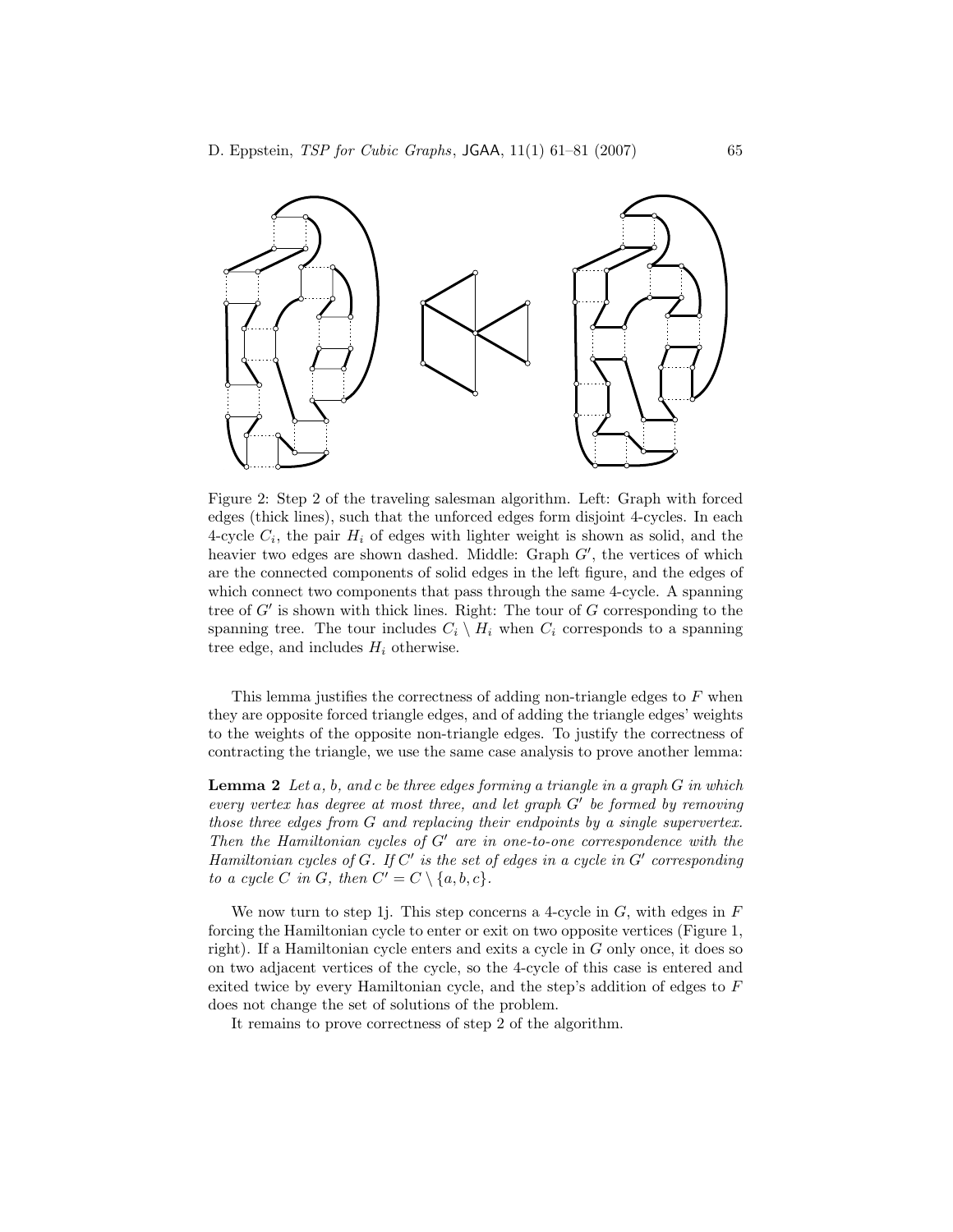Figure 2: Step 2 of the traveling salesman algorithm. Left: Graph with forced edges (thick lines), such that the unforced edges form disjoint 4-cycles. In each 4-cycle $C_i$, the pair $H_i$ of edges with lighter weight is shown as solid, and the heavier two edges are shown dashed. Middle: Graph $G'$, the vertices of which are the connected components of solid edges in the left figure, and the edges of which connect two components that pass through the same 4-cycle. A spanning tree of $G'$ is shown with thick lines. Right: The tour of $G$ corresponding to the spanning tree. The tour includes $C_i \setminus H_i$ when $C_i$ corresponds to a spanning tree edge, and includes $H_i$ otherwise.

This lemma justifies the correctness of adding non-triangle edges to $F$ when they are opposite forced triangle edges, and of adding the triangle edges' weights to the weights of the opposite non-triangle edges. To justify the correctness of contracting the triangle, we use the same case analysis to prove another lemma:

**Lemma 2** *Let $a$, $b$, and $c$ be three edges forming a triangle in a graph $G$ in which every vertex has degree at most three, and let graph $G'$ be formed by removing those three edges from $G$ and replacing their endpoints by a single supervertex. Then the Hamiltonian cycles of $G'$ are in one-to-one correspondence with the Hamiltonian cycles of $G$. If $C'$ is the set of edges in a cycle in $G'$ corresponding to a cycle $C$ in $G$, then $C' = C \setminus \{a, b, c\}$.*

We now turn to step 1j. This step concerns a 4-cycle in $G$, with edges in $F$ forcing the Hamiltonian cycle to enter or exit on two opposite vertices (Figure 1, right). If a Hamiltonian cycle enters and exits a cycle in $G$ only once, it does so on two adjacent vertices of the cycle, so the 4-cycle of this case is entered and exited twice by every Hamiltonian cycle, and the step's addition of edges to $F$ does not change the set of solutions of the problem.

It remains to prove correctness of step 2 of the algorithm.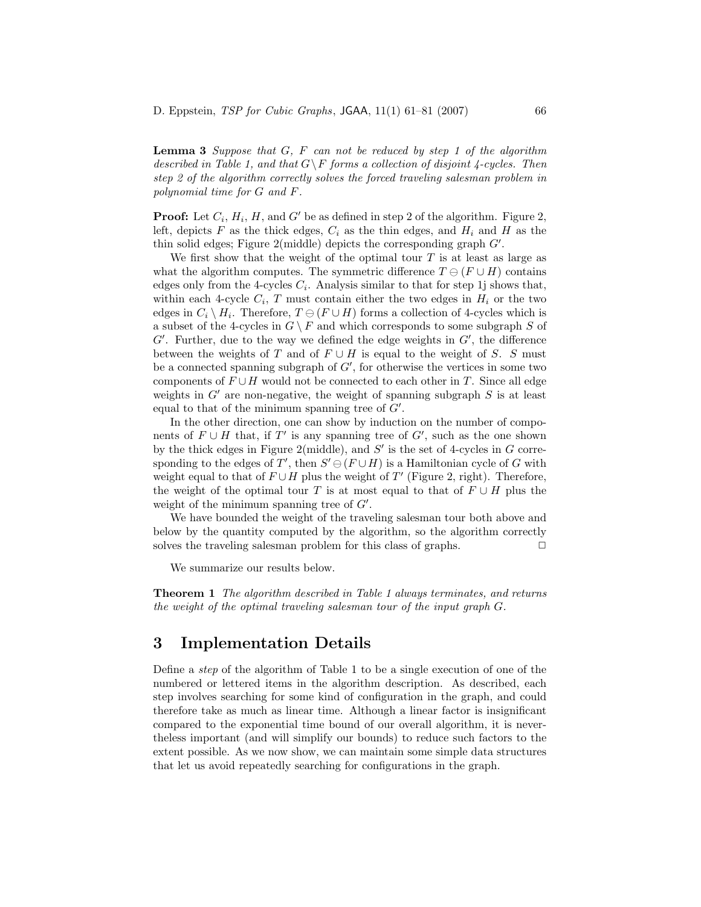**Lemma 3** *Suppose that $G$, $F$ can not be reduced by step 1 of the algorithm described in Table 1, and that $G \setminus F$ forms a collection of disjoint 4-cycles. Then step 2 of the algorithm correctly solves the forced traveling salesman problem in polynomial time for $G$ and $F$.*

**Proof:** Let $C_i$, $H_i$, $H$, and $G'$ be as defined in step 2 of the algorithm. Figure 2, left, depicts $F$ as the thick edges, $C_i$ as the thin edges, and $H_i$ and $H$ as the thin solid edges; Figure 2(middle) depicts the corresponding graph $G'$.

We first show that the weight of the optimal tour $T$ is at least as large as what the algorithm computes. The symmetric difference $T \ominus (F \cup H)$ contains edges only from the 4-cycles $C_i$. Analysis similar to that for step 1j shows that, within each 4-cycle $C_i$, $T$ must contain either the two edges in $H_i$ or the two edges in $C_i \setminus H_i$. Therefore, $T \ominus (F \cup H)$ forms a collection of 4-cycles which is a subset of the 4-cycles in $G \setminus F$ and which corresponds to some subgraph $S$ of $G'$. Further, due to the way we defined the edge weights in $G'$, the difference between the weights of $T$ and of $F \cup H$ is equal to the weight of $S$. $S$ must be a connected spanning subgraph of $G'$, for otherwise the vertices in some two components of $F \cup H$ would not be connected to each other in $T$. Since all edge weights in $G'$ are non-negative, the weight of spanning subgraph $S$ is at least equal to that of the minimum spanning tree of $G'$.

In the other direction, one can show by induction on the number of components of $F \cup H$ that, if $T'$ is any spanning tree of $G'$, such as the one shown by the thick edges in Figure 2(middle), and $S'$ is the set of 4-cycles in $G$ corresponding to the edges of $T'$, then $S' \ominus (F \cup H)$ is a Hamiltonian cycle of $G$ with weight equal to that of $F \cup H$ plus the weight of $T'$ (Figure 2, right). Therefore, the weight of the optimal tour $T$ is at most equal to that of $F \cup H$ plus the weight of the minimum spanning tree of $G'$.

We have bounded the weight of the traveling salesman tour both above and below by the quantity computed by the algorithm, so the algorithm correctly solves the traveling salesman problem for this class of graphs. □

We summarize our results below.

**Theorem 1** *The algorithm described in Table 1 always terminates, and returns the weight of the optimal traveling salesman tour of the input graph $G$.*

# 3 Implementation Details

Define a *step* of the algorithm of Table 1 to be a single execution of one of the numbered or lettered items in the algorithm description. As described, each step involves searching for some kind of configuration in the graph, and could therefore take as much as linear time. Although a linear factor is insignificant compared to the exponential time bound of our overall algorithm, it is nevertheless important (and will simplify our bounds) to reduce such factors to the extent possible. As we now show, we can maintain some simple data structures that let us avoid repeatedly searching for configurations in the graph.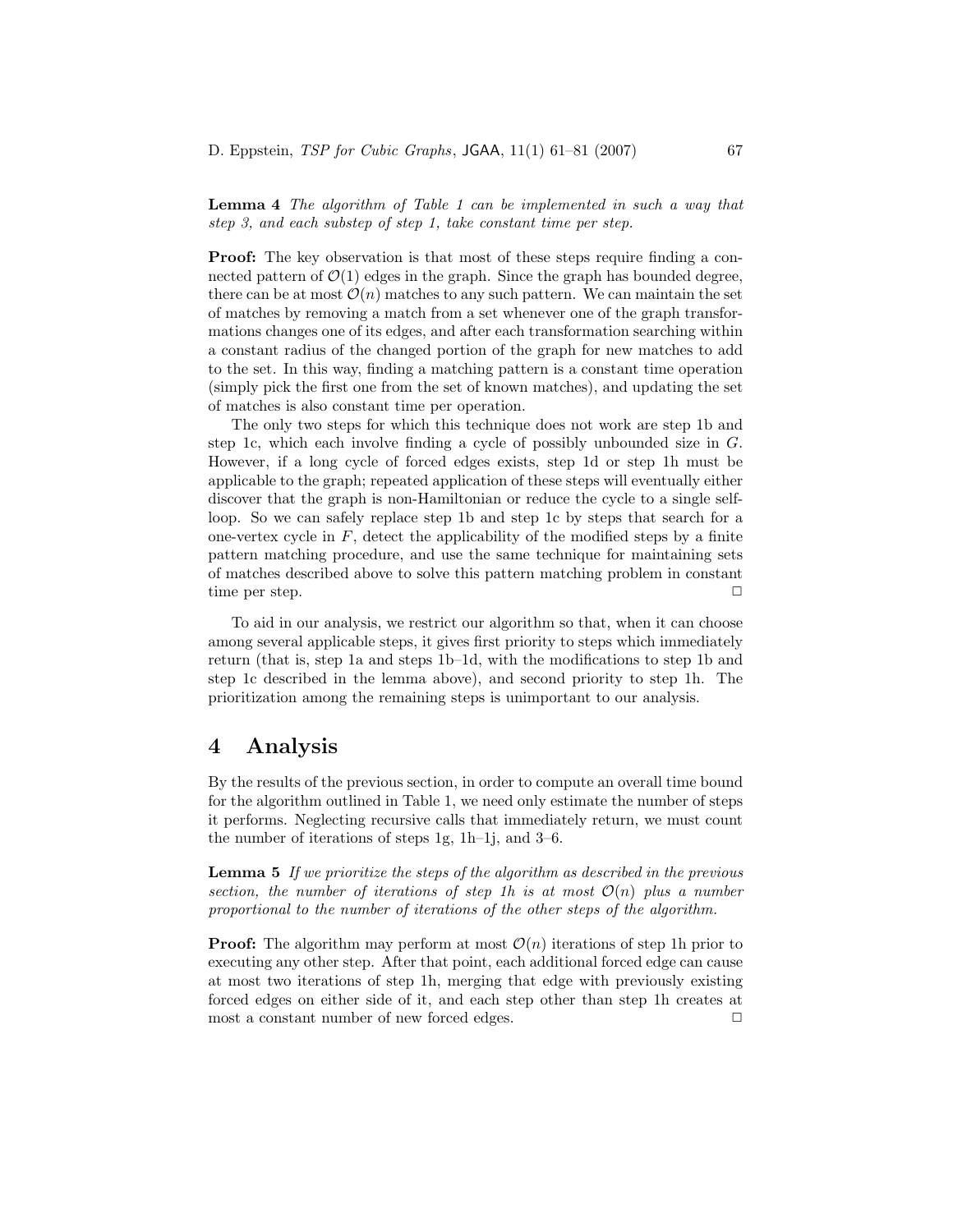**Lemma 4** *The algorithm of Table 1 can be implemented in such a way that step 3, and each substep of step 1, take constant time per step.*

**Proof:** The key observation is that most of these steps require finding a connected pattern of $\mathcal{O}(1)$ edges in the graph. Since the graph has bounded degree, there can be at most $\mathcal{O}(n)$ matches to any such pattern. We can maintain the set of matches by removing a match from a set whenever one of the graph transformations changes one of its edges, and after each transformation searching within a constant radius of the changed portion of the graph for new matches to add to the set. In this way, finding a matching pattern is a constant time operation (simply pick the first one from the set of known matches), and updating the set of matches is also constant time per operation.

The only two steps for which this technique does not work are step 1b and step 1c, which each involve finding a cycle of possibly unbounded size in $G$. However, if a long cycle of forced edges exists, step 1d or step 1h must be applicable to the graph; repeated application of these steps will eventually either discover that the graph is non-Hamiltonian or reduce the cycle to a single self-loop. So we can safely replace step 1b and step 1c by steps that search for a one-vertex cycle in $F$, detect the applicability of the modified steps by a finite pattern matching procedure, and use the same technique for maintaining sets of matches described above to solve this pattern matching problem in constant time per step. □

To aid in our analysis, we restrict our algorithm so that, when it can choose among several applicable steps, it gives first priority to steps which immediately return (that is, step 1a and steps 1b–1d, with the modifications to step 1b and step 1c described in the lemma above), and second priority to step 1h. The prioritization among the remaining steps is unimportant to our analysis.

## 4 Analysis

By the results of the previous section, in order to compute an overall time bound for the algorithm outlined in Table 1, we need only estimate the number of steps it performs. Neglecting recursive calls that immediately return, we must count the number of iterations of steps 1g, 1h–1j, and 3–6.

**Lemma 5** *If we prioritize the steps of the algorithm as described in the previous section, the number of iterations of step 1h is at most $\mathcal{O}(n)$ plus a number proportional to the number of iterations of the other steps of the algorithm.*

**Proof:** The algorithm may perform at most $\mathcal{O}(n)$ iterations of step 1h prior to executing any other step. After that point, each additional forced edge can cause at most two iterations of step 1h, merging that edge with previously existing forced edges on either side of it, and each step other than step 1h creates at most a constant number of new forced edges. □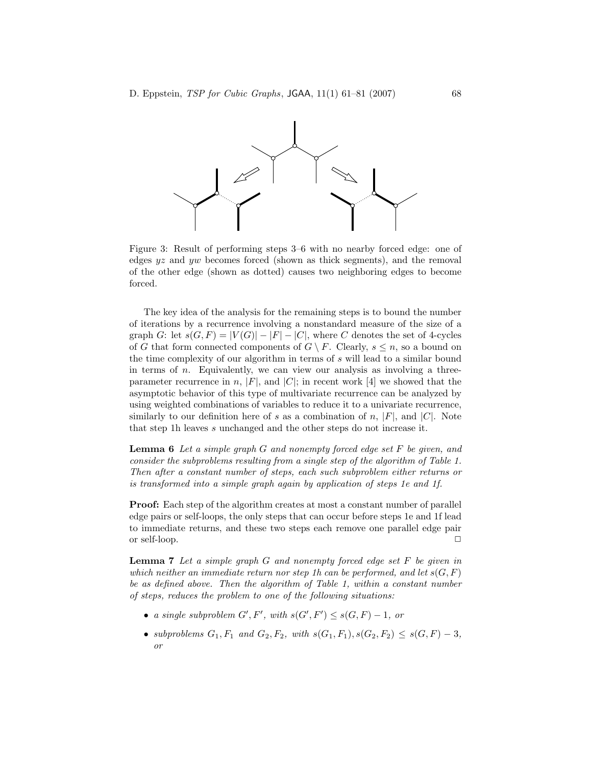Figure 3: Result of performing steps 3–6 with no nearby forced edge: one of edges $yz$ and $yw$ becomes forced (shown as thick segments), and the removal of the other edge (shown as dotted) causes two neighboring edges to become forced.

The key idea of the analysis for the remaining steps is to bound the number of iterations by a recurrence involving a nonstandard measure of the size of a graph $G$: let $s(G, F) = |V(G)| - |F| - |C|$, where $C$ denotes the set of 4-cycles of $G$ that form connected components of $G \setminus F$. Clearly, $s \leq n$, so a bound on the time complexity of our algorithm in terms of $s$ will lead to a similar bound in terms of $n$. Equivalently, we can view our analysis as involving a three-parameter recurrence in $n$, $|F|$, and $|C|$; in recent work [4] we showed that the asymptotic behavior of this type of multivariate recurrence can be analyzed by using weighted combinations of variables to reduce it to a univariate recurrence, similarly to our definition here of $s$ as a combination of $n$, $|F|$, and $|C|$. Note that step 1h leaves $s$ unchanged and the other steps do not increase it.

**Lemma 6** *Let a simple graph $G$ and nonempty forced edge set $F$ be given, and consider the subproblems resulting from a single step of the algorithm of Table 1. Then after a constant number of steps, each such subproblem either returns or is transformed into a simple graph again by application of steps 1e and 1f.*

**Proof:** Each step of the algorithm creates at most a constant number of parallel edge pairs or self-loops, the only steps that can occur before steps 1e and 1f lead to immediate returns, and these two steps each remove one parallel edge pair or self-loop. □

**Lemma 7** *Let a simple graph $G$ and nonempty forced edge set $F$ be given in which neither an immediate return nor step 1h can be performed, and let $s(G, F)$ be as defined above. Then the algorithm of Table 1, within a constant number of steps, reduces the problem to one of the following situations:*

- *a single subproblem $G', F'$, with $s(G', F') \leq s(G, F) - 1$, or*
- *subproblems $G_1, F_1$ and $G_2, F_2$, with $s(G_1, F_1), s(G_2, F_2) \leq s(G, F) - 3$, or*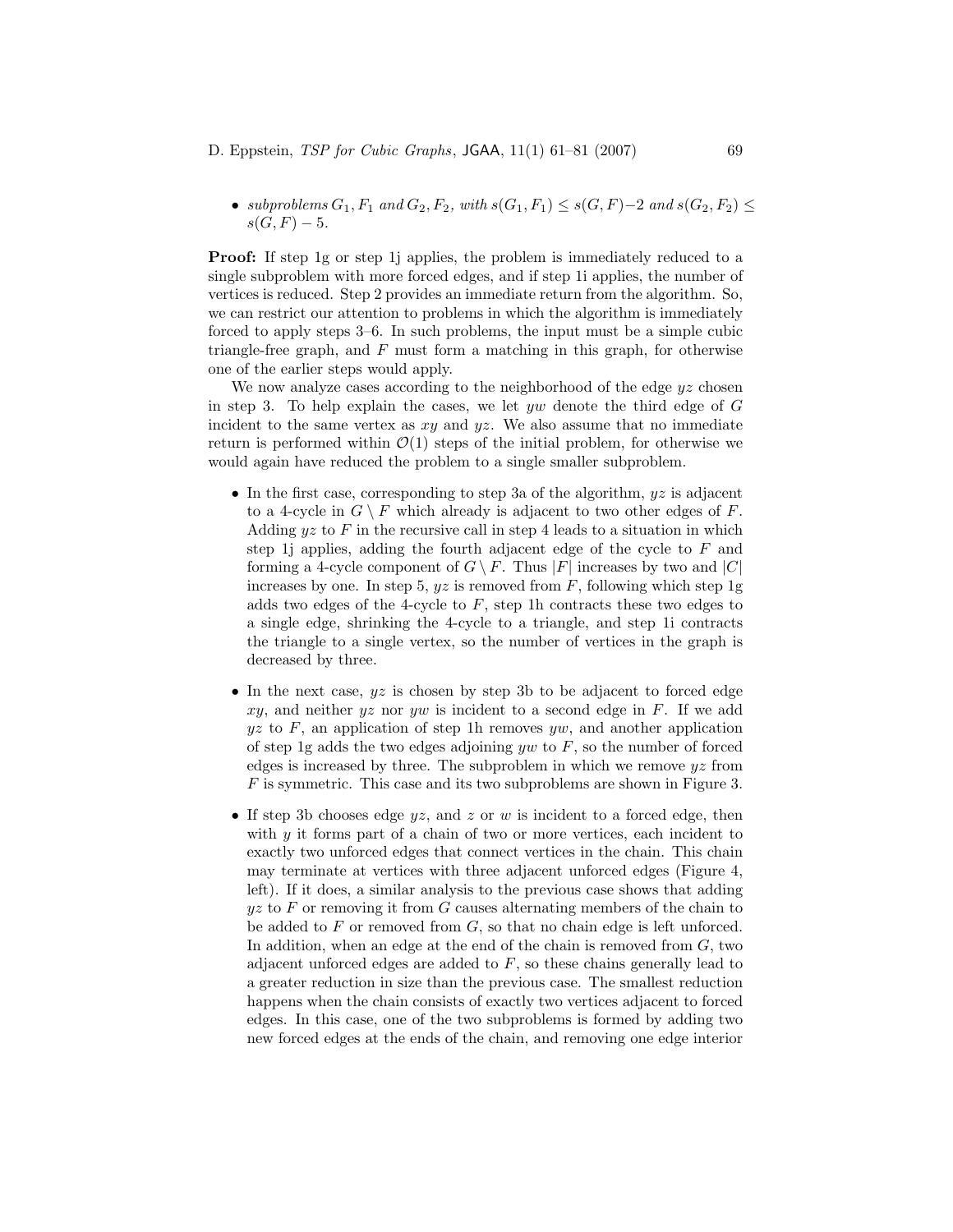- *subproblems $G_1, F_1$ and $G_2, F_2$, with $s(G_1, F_1) \leq s(G, F) - 2$ and $s(G_2, F_2) \leq s(G, F) - 5$.*

**Proof:** If step 1g or step 1j applies, the problem is immediately reduced to a single subproblem with more forced edges, and if step 1i applies, the number of vertices is reduced. Step 2 provides an immediate return from the algorithm. So, we can restrict our attention to problems in which the algorithm is immediately forced to apply steps 3–6. In such problems, the input must be a simple cubic triangle-free graph, and $F$ must form a matching in this graph, for otherwise one of the earlier steps would apply.

We now analyze cases according to the neighborhood of the edge $yz$ chosen in step 3. To help explain the cases, we let $yw$ denote the third edge of $G$ incident to the same vertex as $xy$ and $yz$. We also assume that no immediate return is performed within $\mathcal{O}(1)$ steps of the initial problem, for otherwise we would again have reduced the problem to a single smaller subproblem.

- In the first case, corresponding to step 3a of the algorithm, $yz$ is adjacent to a 4-cycle in $G \setminus F$ which already is adjacent to two other edges of $F$. Adding $yz$ to $F$ in the recursive call in step 4 leads to a situation in which step 1j applies, adding the fourth adjacent edge of the cycle to $F$ and forming a 4-cycle component of $G \setminus F$. Thus $|F|$ increases by two and $|C|$ increases by one. In step 5, $yz$ is removed from $F$, following which step 1g adds two edges of the 4-cycle to $F$, step 1h contracts these two edges to a single edge, shrinking the 4-cycle to a triangle, and step 1i contracts the triangle to a single vertex, so the number of vertices in the graph is decreased by three.

- In the next case, $yz$ is chosen by step 3b to be adjacent to forced edge $xy$, and neither $yz$ nor $yw$ is incident to a second edge in $F$. If we add $yz$ to $F$, an application of step 1h removes $yw$, and another application of step 1g adds the two edges adjoining $yw$ to $F$, so the number of forced edges is increased by three. The subproblem in which we remove $yz$ from $F$ is symmetric. This case and its two subproblems are shown in Figure 3.

- If step 3b chooses edge $yz$, and $z$ or $w$ is incident to a forced edge, then with $y$ it forms part of a chain of two or more vertices, each incident to exactly two unforced edges that connect vertices in the chain. This chain may terminate at vertices with three adjacent unforced edges (Figure 4, left). If it does, a similar analysis to the previous case shows that adding $yz$ to $F$ or removing it from $G$ causes alternating members of the chain to be added to $F$ or removed from $G$, so that no chain edge is left unforced. In addition, when an edge at the end of the chain is removed from $G$, two adjacent unforced edges are added to $F$, so these chains generally lead to a greater reduction in size than the previous case. The smallest reduction happens when the chain consists of exactly two vertices adjacent to forced edges. In this case, one of the two subproblems is formed by adding two new forced edges at the ends of the chain, and removing one edge interior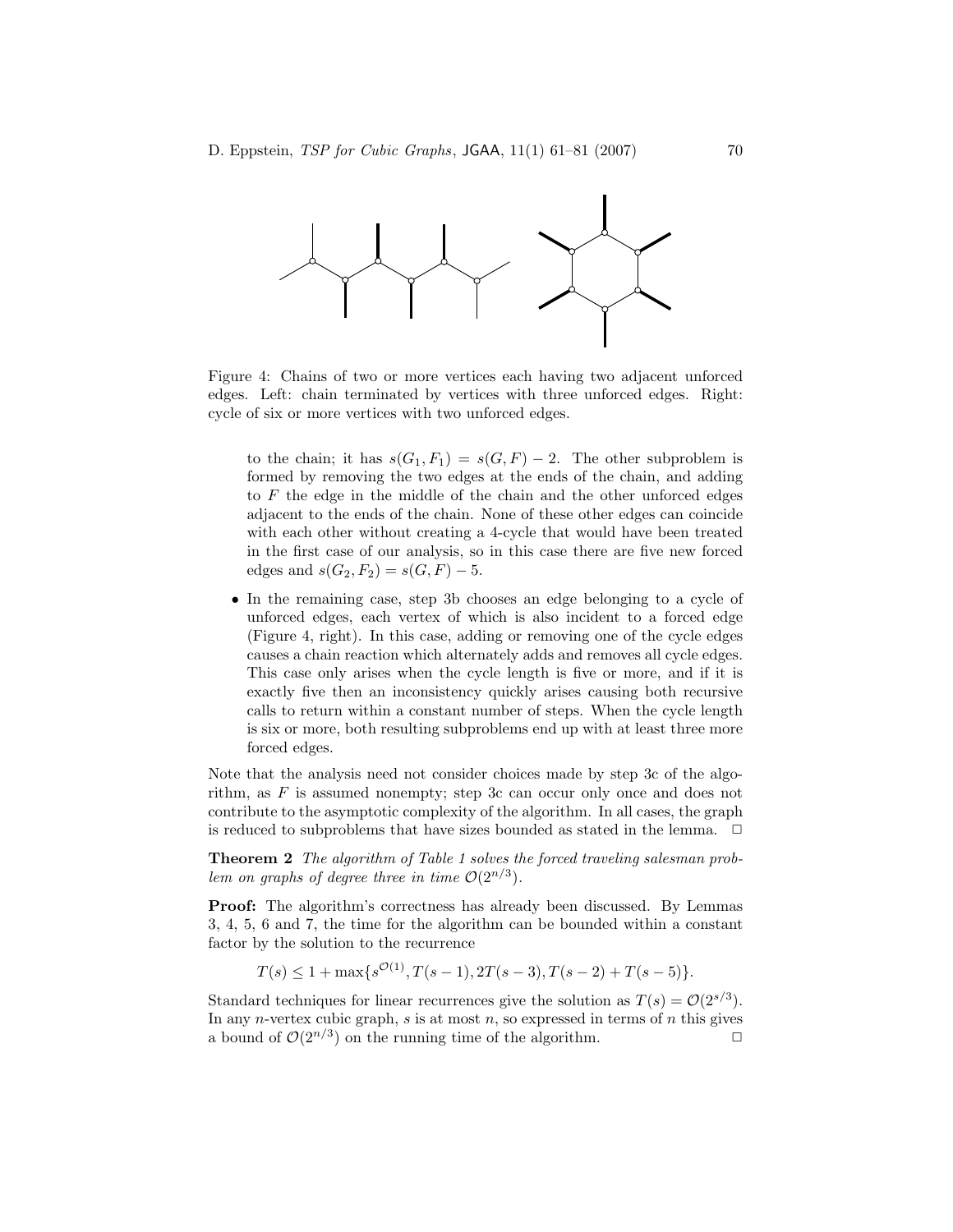Figure 4: Chains of two or more vertices each having two adjacent unforced edges. Left: chain terminated by vertices with three unforced edges. Right: cycle of six or more vertices with two unforced edges.

to the chain; it has $s(G_1, F_1) = s(G, F) - 2$. The other subproblem is formed by removing the two edges at the ends of the chain, and adding to $F$ the edge in the middle of the chain and the other unforced edges adjacent to the ends of the chain. None of these other edges can coincide with each other without creating a 4-cycle that would have been treated in the first case of our analysis, so in this case there are five new forced edges and $s(G_2, F_2) = s(G, F) - 5$.

- In the remaining case, step 3b chooses an edge belonging to a cycle of unforced edges, each vertex of which is also incident to a forced edge (Figure 4, right). In this case, adding or removing one of the cycle edges causes a chain reaction which alternately adds and removes all cycle edges. This case only arises when the cycle length is five or more, and if it is exactly five then an inconsistency quickly arises causing both recursive calls to return within a constant number of steps. When the cycle length is six or more, both resulting subproblems end up with at least three more forced edges.

Note that the analysis need not consider choices made by step 3c of the algorithm, as $F$ is assumed nonempty; step 3c can occur only once and does not contribute to the asymptotic complexity of the algorithm. In all cases, the graph is reduced to subproblems that have sizes bounded as stated in the lemma. $\square$

**Theorem 2** *The algorithm of Table 1 solves the forced traveling salesman problem on graphs of degree three in time $\mathcal{O}(2^{n/3})$.*

**Proof:** The algorithm's correctness has already been discussed. By Lemmas 3, 4, 5, 6 and 7, the time for the algorithm can be bounded within a constant factor by the solution to the recurrence

$$T(s) \leq 1 + \max\{s^{\mathcal{O}(1)}, T(s-1), 2T(s-3), T(s-2) + T(s-5)\}.$$

Standard techniques for linear recurrences give the solution as $T(s) = \mathcal{O}(2^{s/3})$. In any $n$-vertex cubic graph, $s$ is at most $n$, so expressed in terms of $n$ this gives a bound of $\mathcal{O}(2^{n/3})$ on the running time of the algorithm. $\square$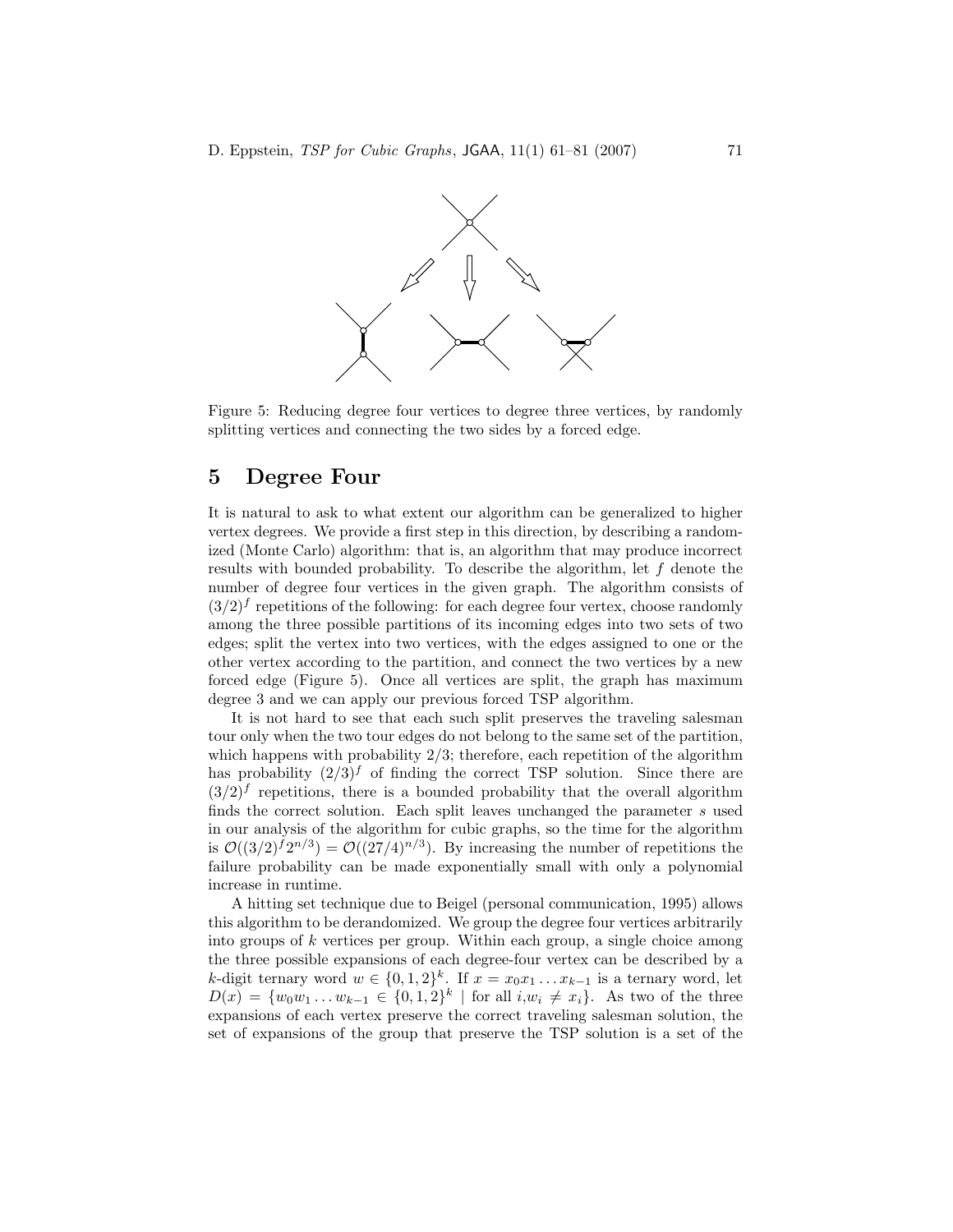Figure 5: Reducing degree four vertices to degree three vertices, by randomly splitting vertices and connecting the two sides by a forced edge.

# 5 Degree Four

It is natural to ask to what extent our algorithm can be generalized to higher vertex degrees. We provide a first step in this direction, by describing a randomized (Monte Carlo) algorithm: that is, an algorithm that may produce incorrect results with bounded probability. To describe the algorithm, let $f$ denote the number of degree four vertices in the given graph. The algorithm consists of $(3/2)^f$ repetitions of the following: for each degree four vertex, choose randomly among the three possible partitions of its incoming edges into two sets of two edges; split the vertex into two vertices, with the edges assigned to one or the other vertex according to the partition, and connect the two vertices by a new forced edge (Figure 5). Once all vertices are split, the graph has maximum degree 3 and we can apply our previous forced TSP algorithm.

It is not hard to see that each such split preserves the traveling salesman tour only when the two tour edges do not belong to the same set of the partition, which happens with probability $2/3$; therefore, each repetition of the algorithm has probability $(2/3)^f$ of finding the correct TSP solution. Since there are $(3/2)^f$ repetitions, there is a bounded probability that the overall algorithm finds the correct solution. Each split leaves unchanged the parameter $s$ used in our analysis of the algorithm for cubic graphs, so the time for the algorithm is $\mathcal{O}((3/2)^f 2^{n/3}) = \mathcal{O}((27/4)^{n/3})$. By increasing the number of repetitions the failure probability can be made exponentially small with only a polynomial increase in runtime.

A hitting set technique due to Beigel (personal communication, 1995) allows this algorithm to be derandomized. We group the degree four vertices arbitrarily into groups of $k$ vertices per group. Within each group, a single choice among the three possible expansions of each degree-four vertex can be described by a $k$-digit ternary word $w \in \{0, 1, 2\}^k$. If $x = x_0 x_1 \dots x_{k-1}$ is a ternary word, let $D(x) = \{w_0 w_1 \dots w_{k-1} \in \{0, 1, 2\}^k \mid \text{for all } i, w_i \neq x_i\}$. As two of the three expansions of each vertex preserve the correct traveling salesman solution, the set of expansions of the group that preserve the TSP solution is a set of the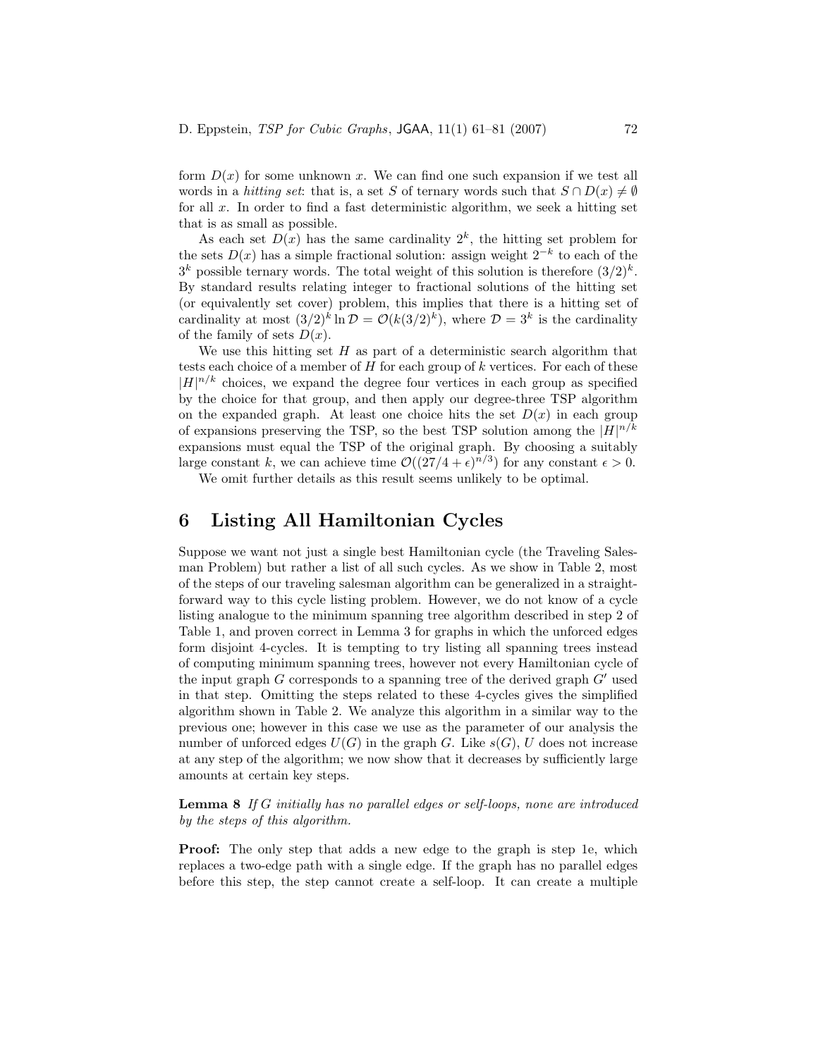form $D(x)$ for some unknown $x$. We can find one such expansion if we test all words in a *hitting set*: that is, a set $S$ of ternary words such that $S \cap D(x) \neq \emptyset$ for all $x$. In order to find a fast deterministic algorithm, we seek a hitting set that is as small as possible.

As each set $D(x)$ has the same cardinality $2^k$, the hitting set problem for the sets $D(x)$ has a simple fractional solution: assign weight $2^{-k}$ to each of the $3^k$ possible ternary words. The total weight of this solution is therefore $(3/2)^k$. By standard results relating integer to fractional solutions of the hitting set (or equivalently set cover) problem, this implies that there is a hitting set of cardinality at most $(3/2)^k \ln \mathcal{D} = \mathcal{O}(k(3/2)^k)$, where $\mathcal{D} = 3^k$ is the cardinality of the family of sets $D(x)$.

We use this hitting set $H$ as part of a deterministic search algorithm that tests each choice of a member of $H$ for each group of $k$ vertices. For each of these $|H|^{n/k}$ choices, we expand the degree four vertices in each group as specified by the choice for that group, and then apply our degree-three TSP algorithm on the expanded graph. At least one choice hits the set $D(x)$ in each group of expansions preserving the TSP, so the best TSP solution among the $|H|^{n/k}$ expansions must equal the TSP of the original graph. By choosing a suitably large constant $k$, we can achieve time $\mathcal{O}((27/4 + \epsilon)^{n/3})$ for any constant $\epsilon > 0$.

We omit further details as this result seems unlikely to be optimal.

# 6 Listing All Hamiltonian Cycles

Suppose we want not just a single best Hamiltonian cycle (the Traveling Salesman Problem) but rather a list of all such cycles. As we show in Table 2, most of the steps of our traveling salesman algorithm can be generalized in a straightforward way to this cycle listing problem. However, we do not know of a cycle listing analogue to the minimum spanning tree algorithm described in step 2 of Table 1, and proven correct in Lemma 3 for graphs in which the unforced edges form disjoint 4-cycles. It is tempting to try listing all spanning trees instead of computing minimum spanning trees, however not every Hamiltonian cycle of the input graph $G$ corresponds to a spanning tree of the derived graph $G'$ used in that step. Omitting the steps related to these 4-cycles gives the simplified algorithm shown in Table 2. We analyze this algorithm in a similar way to the previous one; however in this case we use as the parameter of our analysis the number of unforced edges $U(G)$ in the graph $G$. Like $s(G)$, $U$ does not increase at any step of the algorithm; we now show that it decreases by sufficiently large amounts at certain key steps.

**Lemma 8** *If $G$ initially has no parallel edges or self-loops, none are introduced by the steps of this algorithm.*

**Proof:** The only step that adds a new edge to the graph is step 1e, which replaces a two-edge path with a single edge. If the graph has no parallel edges before this step, the step cannot create a self-loop. It can create a multiple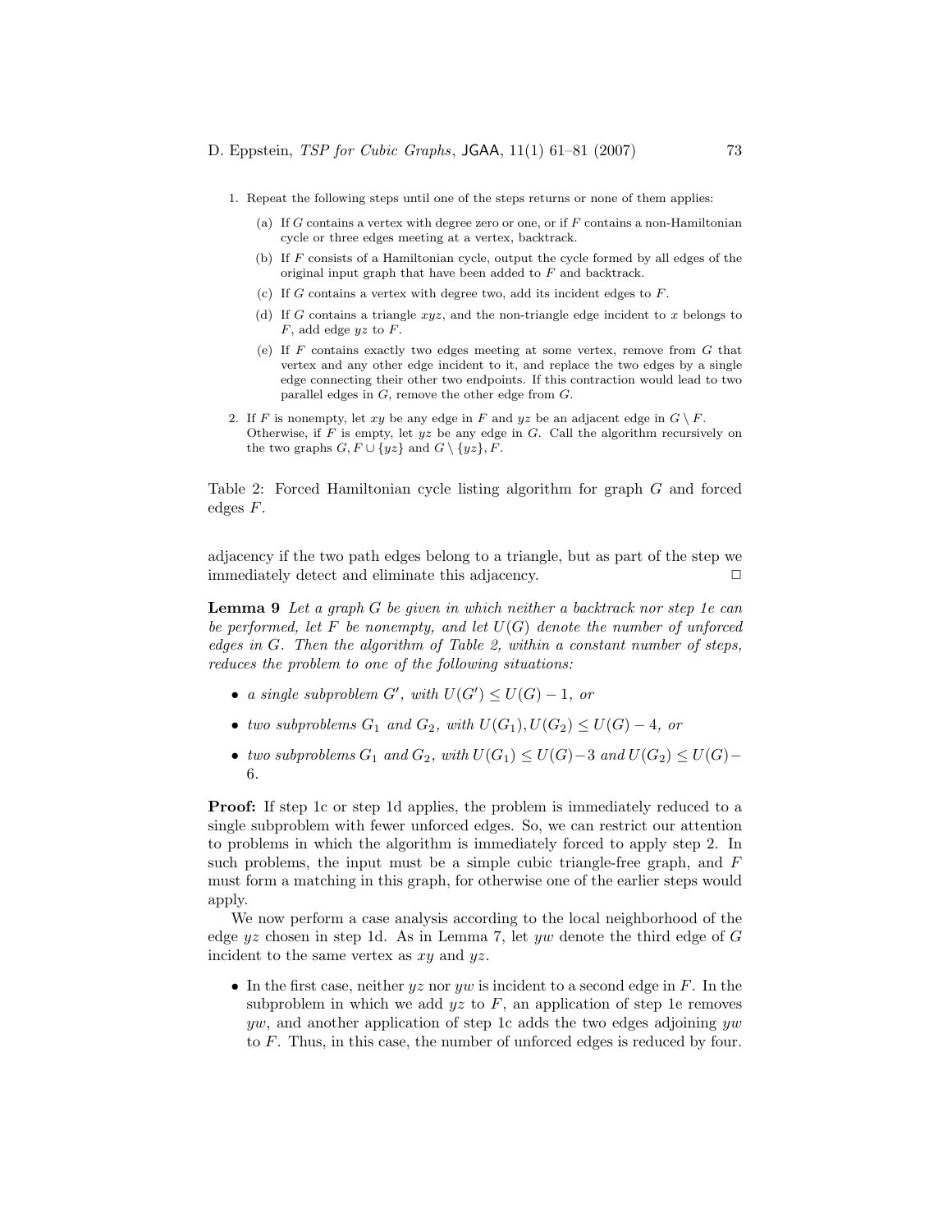1. Repeat the following steps until one of the steps returns or none of them applies:
    (a) If $G$ contains a vertex with degree zero or one, or if $F$ contains a non-Hamiltonian cycle or three edges meeting at a vertex, backtrack.
    (b) If $F$ consists of a Hamiltonian cycle, output the cycle formed by all edges of the original input graph that have been added to $F$ and backtrack.
    (c) If $G$ contains a vertex with degree two, add its incident edges to $F$.
    (d) If $G$ contains a triangle $xyz$, and the non-triangle edge incident to $x$ belongs to $F$, add edge $yz$ to $F$.
    (e) If $F$ contains exactly two edges meeting at some vertex, remove from $G$ that vertex and any other edge incident to it, and replace the two edges by a single edge connecting their other two endpoints. If this contraction would lead to two parallel edges in $G$, remove the other edge from $G$.
2. If $F$ is nonempty, let $xy$ be any edge in $F$ and $yz$ be an adjacent edge in $G \setminus F$. Otherwise, if $F$ is empty, let $yz$ be any edge in $G$. Call the algorithm recursively on the two graphs $G, F \cup \{yz\}$ and $G \setminus \{yz\}, F$.

Table 2: Forced Hamiltonian cycle listing algorithm for graph $G$ and forced edges $F$.

adjacency if the two path edges belong to a triangle, but as part of the step we immediately detect and eliminate this adjacency. □

**Lemma 9** *Let a graph $G$ be given in which neither a backtrack nor step 1e can be performed, let $F$ be nonempty, and let $U(G)$ denote the number of unforced edges in $G$. Then the algorithm of Table 2, within a constant number of steps, reduces the problem to one of the following situations:*

- *a single subproblem $G'$, with $U(G') \leq U(G) - 1$, or*
- *two subproblems $G_1$ and $G_2$, with $U(G_1), U(G_2) \leq U(G) - 4$, or*
- *two subproblems $G_1$ and $G_2$, with $U(G_1) \leq U(G) - 3$ and $U(G_2) \leq U(G) - 6$.*

**Proof:** If step 1c or step 1d applies, the problem is immediately reduced to a single subproblem with fewer unforced edges. So, we can restrict our attention to problems in which the algorithm is immediately forced to apply step 2. In such problems, the input must be a simple cubic triangle-free graph, and $F$ must form a matching in this graph, for otherwise one of the earlier steps would apply.

We now perform a case analysis according to the local neighborhood of the edge $yz$ chosen in step 1d. As in Lemma 7, let $yw$ denote the third edge of $G$ incident to the same vertex as $xy$ and $yz$.

- In the first case, neither $yz$ nor $yw$ is incident to a second edge in $F$. In the subproblem in which we add $yz$ to $F$, an application of step 1e removes $yw$, and another application of step 1c adds the two edges adjoining $yw$ to $F$. Thus, in this case, the number of unforced edges is reduced by four.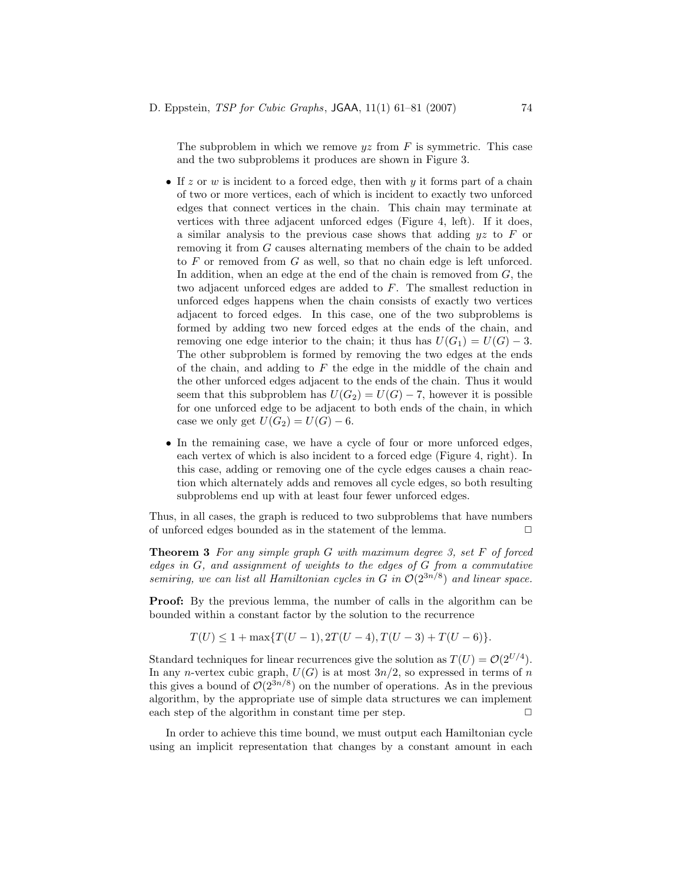The subproblem in which we remove $yz$ from $F$ is symmetric. This case and the two subproblems it produces are shown in Figure 3.

- If $z$ or $w$ is incident to a forced edge, then with $y$ it forms part of a chain of two or more vertices, each of which is incident to exactly two unforced edges that connect vertices in the chain. This chain may terminate at vertices with three adjacent unforced edges (Figure 4, left). If it does, a similar analysis to the previous case shows that adding $yz$ to $F$ or removing it from $G$ causes alternating members of the chain to be added to $F$ or removed from $G$ as well, so that no chain edge is left unforced. In addition, when an edge at the end of the chain is removed from $G$, the two adjacent unforced edges are added to $F$. The smallest reduction in unforced edges happens when the chain consists of exactly two vertices adjacent to forced edges. In this case, one of the two subproblems is formed by adding two new forced edges at the ends of the chain, and removing one edge interior to the chain; it thus has $U(G_1) = U(G) - 3$. The other subproblem is formed by removing the two edges at the ends of the chain, and adding to $F$ the edge in the middle of the chain and the other unforced edges adjacent to the ends of the chain. Thus it would seem that this subproblem has $U(G_2) = U(G) - 7$, however it is possible for one unforced edge to be adjacent to both ends of the chain, in which case we only get $U(G_2) = U(G) - 6$.
- In the remaining case, we have a cycle of four or more unforced edges, each vertex of which is also incident to a forced edge (Figure 4, right). In this case, adding or removing one of the cycle edges causes a chain reaction which alternately adds and removes all cycle edges, so both resulting subproblems end up with at least four fewer unforced edges.

Thus, in all cases, the graph is reduced to two subproblems that have numbers of unforced edges bounded as in the statement of the lemma. $\square$

**Theorem 3** *For any simple graph $G$ with maximum degree 3, set $F$ of forced edges in $G$, and assignment of weights to the edges of $G$ from a commutative semiring, we can list all Hamiltonian cycles in $G$ in $\mathcal{O}(2^{3n/8})$ and linear space.*

**Proof:** By the previous lemma, the number of calls in the algorithm can be bounded within a constant factor by the solution to the recurrence

$$T(U) \leq 1 + \max\{T(U-1), 2T(U-4), T(U-3) + T(U-6)\}.$$

Standard techniques for linear recurrences give the solution as $T(U) = \mathcal{O}(2^{U/4})$. In any $n$-vertex cubic graph, $U(G)$ is at most $3n/2$, so expressed in terms of $n$ this gives a bound of $\mathcal{O}(2^{3n/8})$ on the number of operations. As in the previous algorithm, by the appropriate use of simple data structures we can implement each step of the algorithm in constant time per step. $\square$

In order to achieve this time bound, we must output each Hamiltonian cycle using an implicit representation that changes by a constant amount in each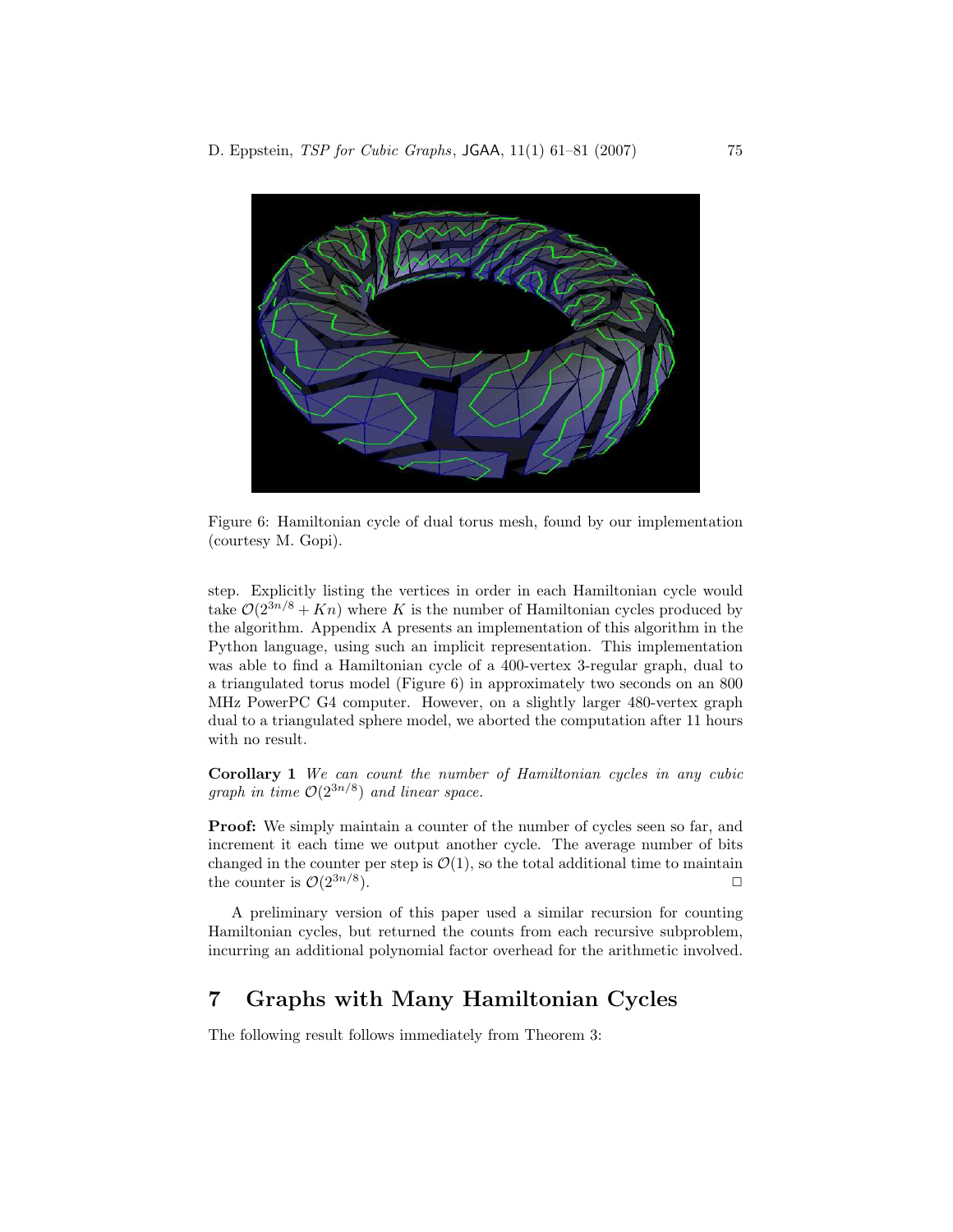Figure 6: Hamiltonian cycle of dual torus mesh, found by our implementation (courtesy M. Gopi).

step. Explicitly listing the vertices in order in each Hamiltonian cycle would take $\mathcal{O}(2^{3n/8} + Kn)$ where $K$ is the number of Hamiltonian cycles produced by the algorithm. Appendix A presents an implementation of this algorithm in the Python language, using such an implicit representation. This implementation was able to find a Hamiltonian cycle of a 400-vertex 3-regular graph, dual to a triangulated torus model (Figure 6) in approximately two seconds on an 800 MHz PowerPC G4 computer. However, on a slightly larger 480-vertex graph dual to a triangulated sphere model, we aborted the computation after 11 hours with no result.

**Corollary 1** *We can count the number of Hamiltonian cycles in any cubic graph in time $\mathcal{O}(2^{3n/8})$ and linear space.*

**Proof:** We simply maintain a counter of the number of cycles seen so far, and increment it each time we output another cycle. The average number of bits changed in the counter per step is $\mathcal{O}(1)$, so the total additional time to maintain the counter is $\mathcal{O}(2^{3n/8})$. □

A preliminary version of this paper used a similar recursion for counting Hamiltonian cycles, but returned the counts from each recursive subproblem, incurring an additional polynomial factor overhead for the arithmetic involved.

## 7 Graphs with Many Hamiltonian Cycles

The following result follows immediately from Theorem 3: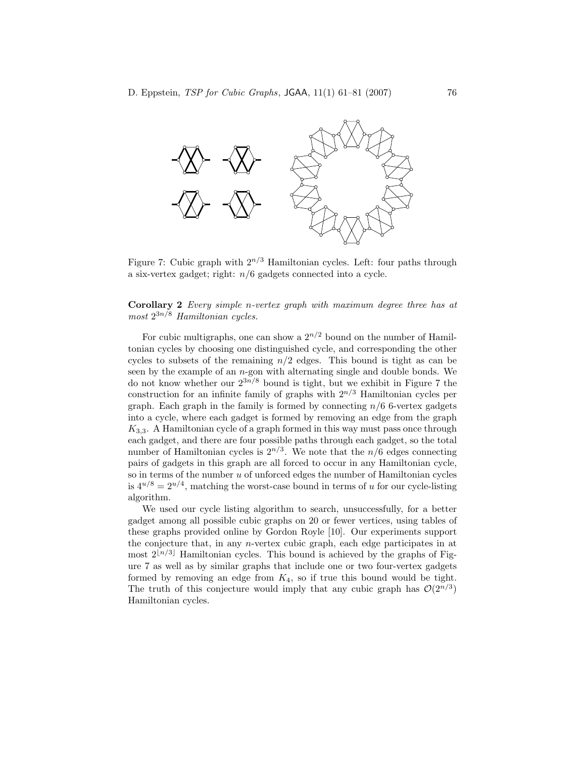Figure 7: Cubic graph with $2^{n/3}$ Hamiltonian cycles. Left: four paths through a six-vertex gadget; right: $n/6$ gadgets connected into a cycle.

**Corollary 2** *Every simple n-vertex graph with maximum degree three has at most $2^{3n/8}$ Hamiltonian cycles.*

For cubic multigraphs, one can show a $2^{n/2}$ bound on the number of Hamiltonian cycles by choosing one distinguished cycle, and corresponding the other cycles to subsets of the remaining $n/2$ edges. This bound is tight as can be seen by the example of an $n$-gon with alternating single and double bonds. We do not know whether our $2^{3n/8}$ bound is tight, but we exhibit in Figure 7 the construction for an infinite family of graphs with $2^{n/3}$ Hamiltonian cycles per graph. Each graph in the family is formed by connecting $n/6$ 6-vertex gadgets into a cycle, where each gadget is formed by removing an edge from the graph $K_{3,3}$. A Hamiltonian cycle of a graph formed in this way must pass once through each gadget, and there are four possible paths through each gadget, so the total number of Hamiltonian cycles is $2^{n/3}$. We note that the $n/6$ edges connecting pairs of gadgets in this graph are all forced to occur in any Hamiltonian cycle, so in terms of the number $u$ of unforced edges the number of Hamiltonian cycles is $4^{u/8} = 2^{u/4}$, matching the worst-case bound in terms of $u$ for our cycle-listing algorithm.

We used our cycle listing algorithm to search, unsuccessfully, for a better gadget among all possible cubic graphs on 20 or fewer vertices, using tables of these graphs provided online by Gordon Royle [10]. Our experiments support the conjecture that, in any $n$-vertex cubic graph, each edge participates in at most $2^{\lfloor n/3 \rfloor}$ Hamiltonian cycles. This bound is achieved by the graphs of Figure 7 as well as by similar graphs that include one or two four-vertex gadgets formed by removing an edge from $K_4$, so if true this bound would be tight. The truth of this conjecture would imply that any cubic graph has $\mathcal{O}(2^{n/3})$ Hamiltonian cycles.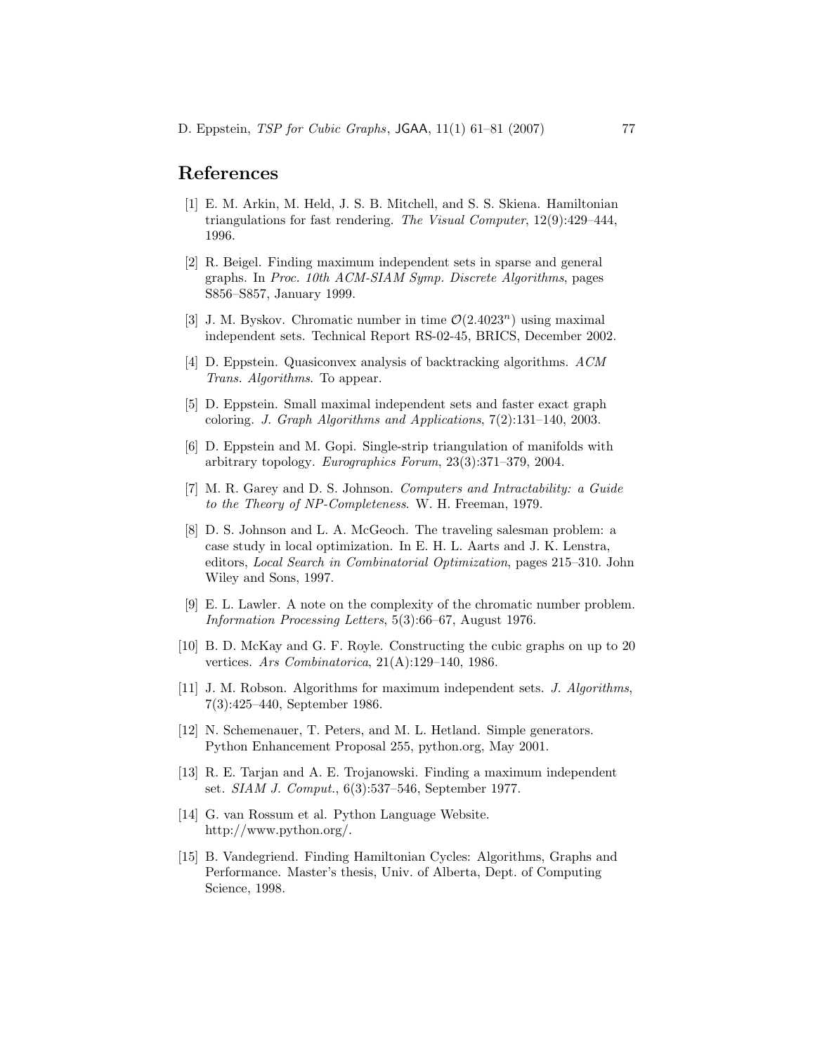## References

[1] E. M. Arkin, M. Held, J. S. B. Mitchell, and S. S. Skiena. Hamiltonian triangulations for fast rendering. *The Visual Computer*, 12(9):429–444, 1996.

[2] R. Beigel. Finding maximum independent sets in sparse and general graphs. In *Proc. 10th ACM-SIAM Symp. Discrete Algorithms*, pages S856–S857, January 1999.

[3] J. M. Byskov. Chromatic number in time $\mathcal{O}(2.4023^n)$ using maximal independent sets. Technical Report RS-02-45, BRICS, December 2002.

[4] D. Eppstein. Quasiconvex analysis of backtracking algorithms. *ACM Trans. Algorithms*. To appear.

[5] D. Eppstein. Small maximal independent sets and faster exact graph coloring. *J. Graph Algorithms and Applications*, 7(2):131–140, 2003.

[6] D. Eppstein and M. Gopi. Single-strip triangulation of manifolds with arbitrary topology. *Eurographics Forum*, 23(3):371–379, 2004.

[7] M. R. Garey and D. S. Johnson. *Computers and Intractability: a Guide to the Theory of NP-Completeness*. W. H. Freeman, 1979.

[8] D. S. Johnson and L. A. McGeoch. The traveling salesman problem: a case study in local optimization. In E. H. L. Aarts and J. K. Lenstra, editors, *Local Search in Combinatorial Optimization*, pages 215–310. John Wiley and Sons, 1997.

[9] E. L. Lawler. A note on the complexity of the chromatic number problem. *Information Processing Letters*, 5(3):66–67, August 1976.

[10] B. D. McKay and G. F. Royle. Constructing the cubic graphs on up to 20 vertices. *Ars Combinatorica*, 21(A):129–140, 1986.

[11] J. M. Robson. Algorithms for maximum independent sets. *J. Algorithms*, 7(3):425–440, September 1986.

[12] N. Schemenauer, T. Peters, and M. L. Hetland. Simple generators. Python Enhancement Proposal 255, python.org, May 2001.

[13] R. E. Tarjan and A. E. Trojanowski. Finding a maximum independent set. *SIAM J. Comput.*, 6(3):537–546, September 1977.

[14] G. van Rossum et al. Python Language Website. http://www.python.org/.

[15] B. Vandegriend. Finding Hamiltonian Cycles: Algorithms, Graphs and Performance. Master's thesis, Univ. of Alberta, Dept. of Computing Science, 1998.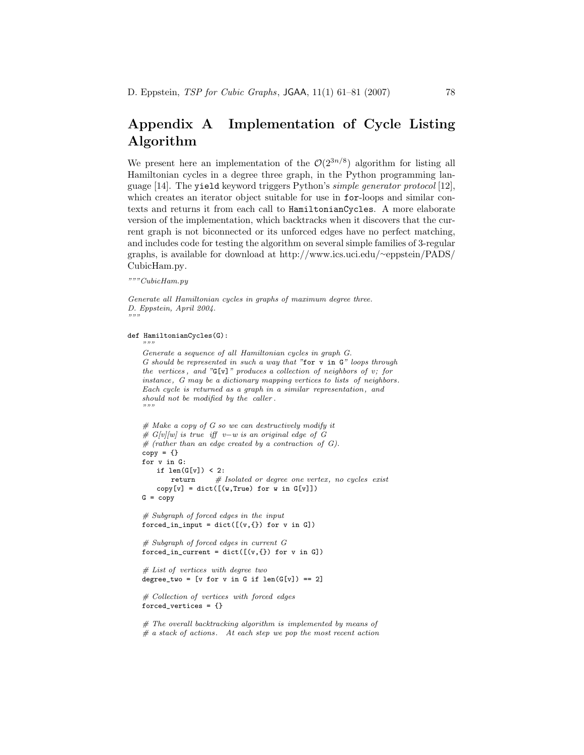# Appendix A Implementation of Cycle Listing Algorithm

We present here an implementation of the $\mathcal{O}(2^{3n/8})$ algorithm for listing all Hamiltonian cycles in a degree three graph, in the Python programming language [14]. The `yield` keyword triggers Python's *simple generator protocol* [12], which creates an iterator object suitable for use in `for`-loops and similar contexts and returns it from each call to `HamiltonianCycles`. A more elaborate version of the implementation, which backtracks when it discovers that the current graph is not biconnected or its unforced edges have no perfect matching, and includes code for testing the algorithm on several simple families of 3-regular graphs, is available for download at http://www.ics.uci.edu/~eppstein/PADS/CubicHam.py.

```
"""CubicHam.py

Generate all Hamiltonian cycles in graphs of maximum degree three.
D. Eppstein, April 2004.
"""

def HamiltonianCycles(G):
    """
    Generate a sequence of all Hamiltonian cycles in graph G.
    G should be represented in such a way that "for v in G" loops through
    the vertices, and "G[v]" produces a collection of neighbors of v; for
    instance, G may be a dictionary mapping vertices to lists of neighbors.
    Each cycle is returned as a graph in a similar representation, and
    should not be modified by the caller.
    """

    # Make a copy of G so we can destructively modify it
    # G[v][w] is true iff v-w is an original edge of G
    # (rather than an edge created by a contraction of G).
    copy = {}
    for v in G:
        if len(G[v]) < 2:
            return      # Isolated or degree one vertex, no cycles exist
        copy[v] = dict([(w,True) for w in G[v]])
    G = copy

    # Subgraph of forced edges in the input
    forced_in_input = dict([(v,{}) for v in G])

    # Subgraph of forced edges in current G
    forced_in_current = dict([(v,{}) for v in G])

    # List of vertices with degree two
    degree_two = [v for v in G if len(G[v]) == 2]

    # Collection of vertices with forced edges
    forced_vertices = {}

    # The overall backtracking algorithm is implemented by means of
    # a stack of actions. At each step we pop the most recent action
```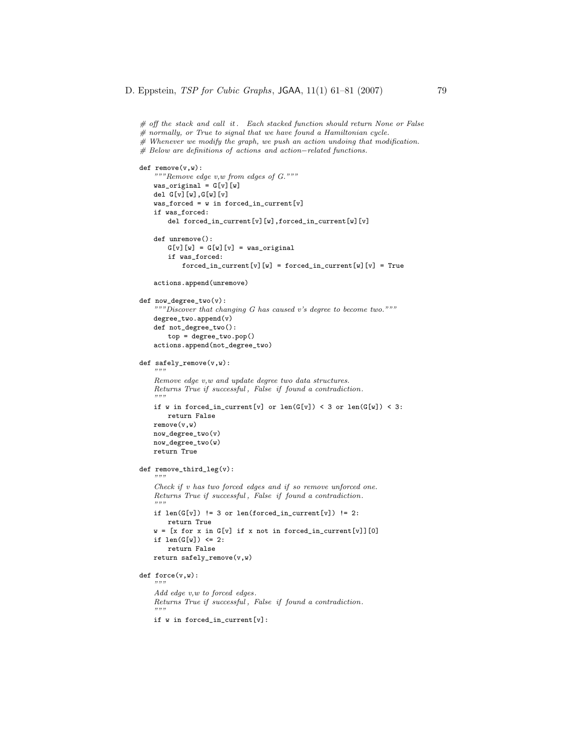```
# off the stack and call it. Each stacked function should return None or False
# normally, or True to signal that we have found a Hamiltonian cycle.
# Whenever we modify the graph, we push an action undoing that modification.
# Below are definitions of actions and action-related functions.

def remove(v,w):
    """Remove edge v,w from edges of G."""
    was_original = G[v][w]
    del G[v][w],G[w][v]
    was_forced = w in forced_in_current[v]
    if was_forced:
        del forced_in_current[v][w],forced_in_current[w][v]

    def unremove():
        G[v][w] = G[w][v] = was_original
        if was_forced:
            forced_in_current[v][w] = forced_in_current[w][v] = True

    actions.append(unremove)

def now_degree_two(v):
    """Discover that changing G has caused v's degree to become two."""
    degree_two.append(v)
    def not_degree_two():
        top = degree_two.pop()
    actions.append(not_degree_two)

def safely_remove(v,w):
    """
    Remove edge v,w and update degree two data structures.
    Returns True if successful, False if found a contradiction.
    """
    if w in forced_in_current[v] or len(G[v]) < 3 or len(G[w]) < 3:
        return False
    remove(v,w)
    now_degree_two(v)
    now_degree_two(w)
    return True

def remove_third_leg(v):
    """
    Check if v has two forced edges and if so remove unforced one.
    Returns True if successful, False if found a contradiction.
    """
    if len(G[v]) != 3 or len(forced_in_current[v]) != 2:
        return True
    w = [x for x in G[v] if x not in forced_in_current[v]][0]
    if len(G[w]) <= 2:
        return False
    return safely_remove(v,w)

def force(v,w):
    """
    Add edge v,w to forced edges.
    Returns True if successful, False if found a contradiction.
    """
    if w in forced_in_current[v]:
```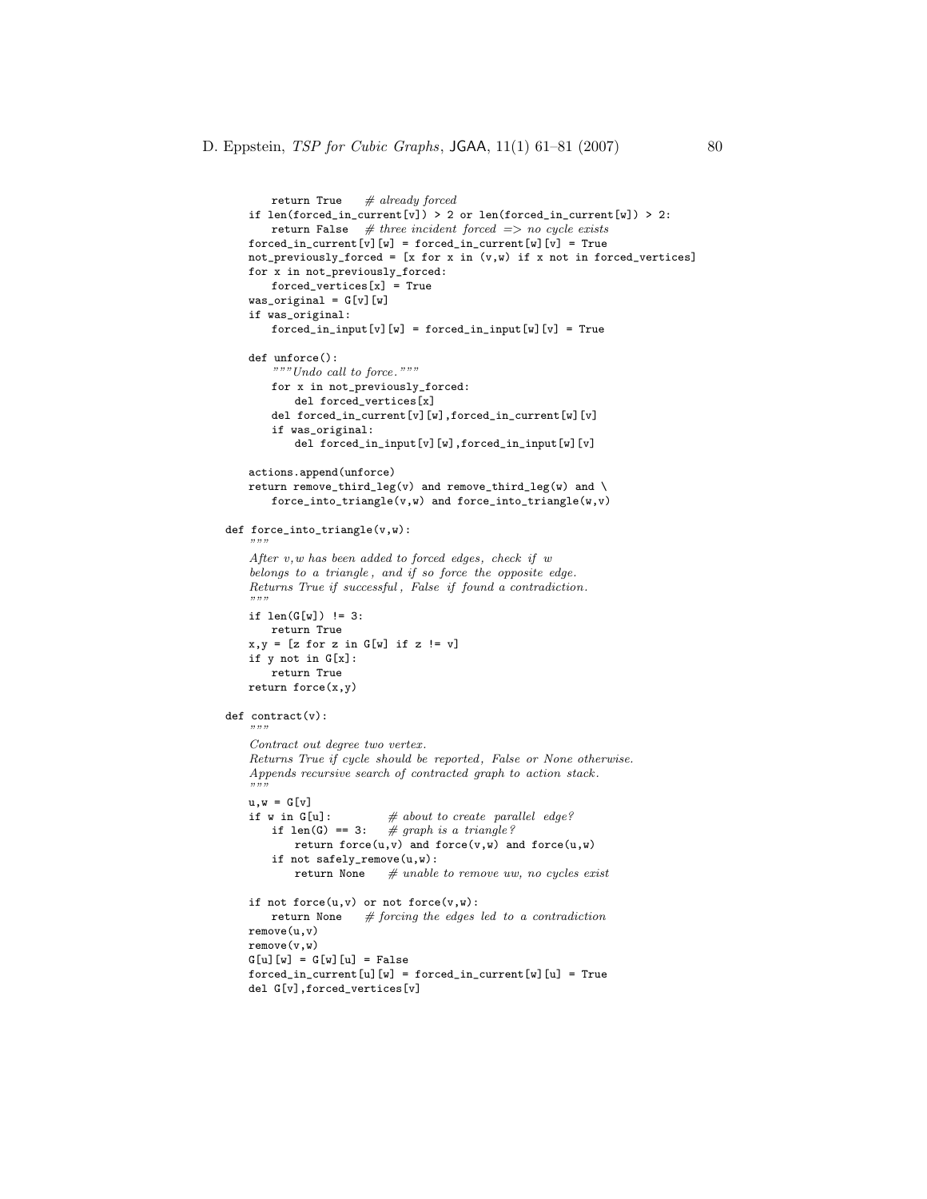```
        return True    # already forced
    if len(forced_in_current[v]) > 2 or len(forced_in_current[w]) > 2:
        return False   # three incident forced => no cycle exists
    forced_in_current[v][w] = forced_in_current[w][v] = True
    not_previously_forced = [x for x in (v,w) if x not in forced_vertices]
    for x in not_previously_forced:
        forced_vertices[x] = True
    was_original = G[v][w]
    if was_original:
        forced_in_input[v][w] = forced_in_input[w][v] = True

    def unforce():
        """Undo call to force."""
        for x in not_previously_forced:
            del forced_vertices[x]
        del forced_in_current[v][w],forced_in_current[w][v]
        if was_original:
            del forced_in_input[v][w],forced_in_input[w][v]

    actions.append(unforce)
    return remove_third_leg(v) and remove_third_leg(w) and \
        force_into_triangle(v,w) and force_into_triangle(w,v)

def force_into_triangle(v,w):
    """
    After v,w has been added to forced edges, check if w
    belongs to a triangle, and if so force the opposite edge.
    Returns True if successful, False if found a contradiction.
    """
    if len(G[w]) != 3:
        return True
    x,y = [z for z in G[w] if z != v]
    if y not in G[x]:
        return True
    return force(x,y)

def contract(v):
    """
    Contract out degree two vertex.
    Returns True if cycle should be reported, False or None otherwise.
    Appends recursive search of contracted graph to action stack.
    """
    u,w = G[v]
    if w in G[u]:           # about to create parallel edge?
        if len(G) == 3:     # graph is a triangle?
            return force(u,v) and force(v,w) and force(u,w)
        if not safely_remove(u,w):
            return None     # unable to remove uw, no cycles exist

    if not force(u,v) or not force(v,w):
        return None     # forcing the edges led to a contradiction
    remove(u,v)
    remove(v,w)
    G[u][w] = G[w][u] = False
    forced_in_current[u][w] = forced_in_current[w][u] = True
    del G[v],forced_vertices[v]
```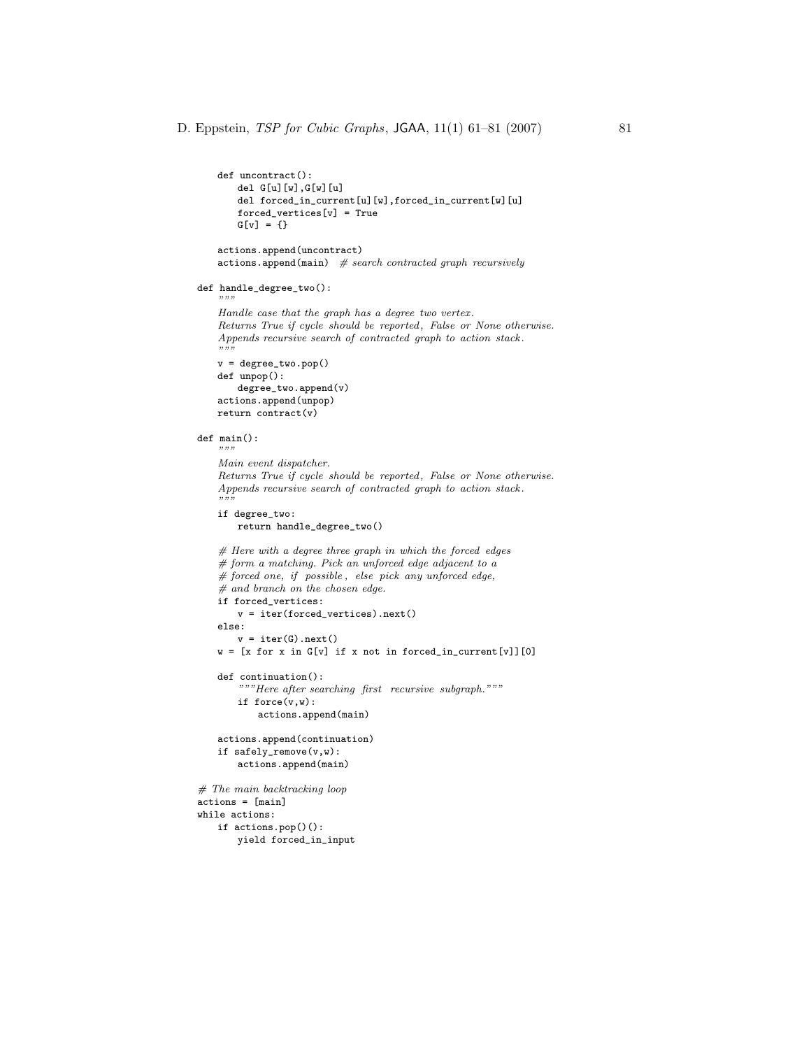```python
    def uncontract():
        del G[u][w],G[w][u]
        del forced_in_current[u][w],forced_in_current[w][u]
        forced_vertices[v] = True
        G[v] = {}

    actions.append(uncontract)
    actions.append(main)  # search contracted graph recursively

def handle_degree_two():
    """
    Handle case that the graph has a degree two vertex.
    Returns True if cycle should be reported, False or None otherwise.
    Appends recursive search of contracted graph to action stack.
    """
    v = degree_two.pop()
    def unpop():
        degree_two.append(v)
    actions.append(unpop)
    return contract(v)

def main():
    """
    Main event dispatcher.
    Returns True if cycle should be reported, False or None otherwise.
    Appends recursive search of contracted graph to action stack.
    """
    if degree_two:
        return handle_degree_two()

    # Here with a degree three graph in which the forced edges
    # form a matching. Pick an unforced edge adjacent to a
    # forced one, if possible, else pick any unforced edge,
    # and branch on the chosen edge.
    if forced_vertices:
        v = iter(forced_vertices).next()
    else:
        v = iter(G).next()
    w = [x for x in G[v] if x not in forced_in_current[v]][0]

    def continuation():
        """Here after searching first recursive subgraph."""
        if force(v,w):
            actions.append(main)

    actions.append(continuation)
    if safely_remove(v,w):
        actions.append(main)

# The main backtracking loop
actions = [main]
while actions:
    if actions.pop()():
        yield forced_in_input
```